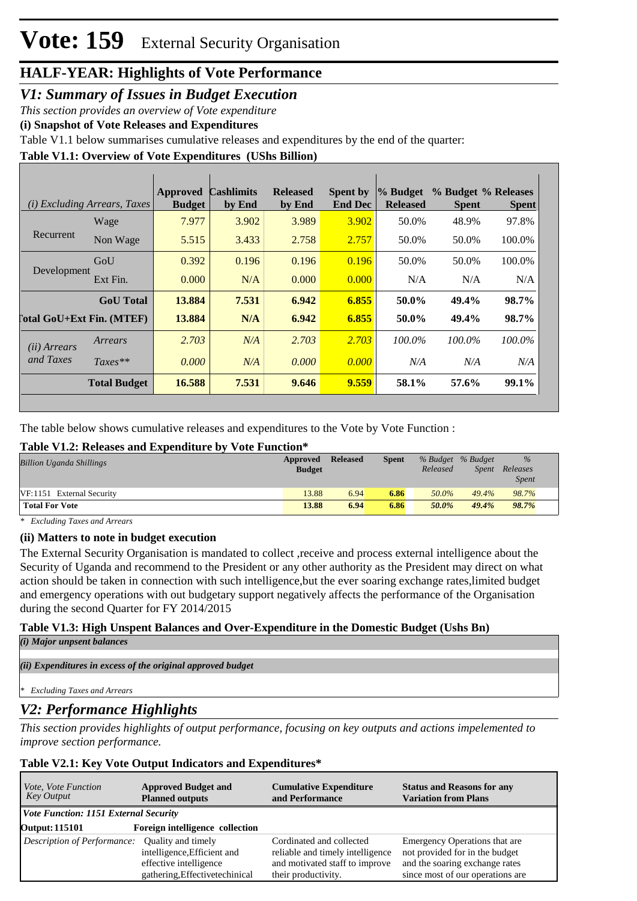# Vote: 159 External Security Organisation

## HALF-YEAR: Highlights of Vote Performance

## V1: Summary of Issues in Budget Execution

*This section provides an overview of Vote expenditure*

**(i) Snapshot of Vote Releases and Expenditures**

Table V1.1 below summarises cumulative releases and expenditures by the end of the quarter:

**Table V1.1: Overview of Vote Expenditures (UShs Billion)**

| *(i) Excluding Arrears, Taxes* | | Approved Budget | Cashlimits by End | Released by End | Spent by End Dec | % Budget Released | % Budget Spent | % Releases Spent |
|---|---|---|---|---|---|---|---|---|
| Recurrent | Wage | 7.977 | 3.902 | 3.989 | 3.902 | 50.0% | 48.9% | 97.8% |
| | Non Wage | 5.515 | 3.433 | 2.758 | 2.757 | 50.0% | 50.0% | 100.0% |
| Development | GoU | 0.392 | 0.196 | 0.196 | 0.196 | 50.0% | 50.0% | 100.0% |
| | Ext Fin. | 0.000 | N/A | 0.000 | 0.000 | N/A | N/A | N/A |
| | **GoU Total** | **13.884** | **7.531** | **6.942** | **6.855** | **50.0%** | **49.4%** | **98.7%** |
| **Total GoU+Ext Fin. (MTEF)** | | **13.884** | **N/A** | **6.942** | **6.855** | **50.0%** | **49.4%** | **98.7%** |
| *(ii) Arrears and Taxes* | *Arrears* | *2.703* | *N/A* | *2.703* | *2.703* | *100.0%* | *100.0%* | *100.0%* |
| | *Taxes*** | *0.000* | *N/A* | *0.000* | *0.000* | *N/A* | *N/A* | *N/A* |
| | **Total Budget** | **16.588** | **7.531** | **9.646** | **9.559** | **58.1%** | **57.6%** | **99.1%** |

The table below shows cumulative releases and expenditures to the Vote by Vote Function :

**Table V1.2: Releases and Expenditure by Vote Function***

| *Billion Uganda Shillings* | Approved Budget | Released | Spent | *% Budget Released* | *% Budget Spent* | *% Releases Spent* |
|---|---|---|---|---|---|---|
| VF:1151 External Security | 13.88 | 6.94 | 6.86 | *50.0%* | *49.4%* | *98.7%* |
| **Total For Vote** | **13.88** | **6.94** | **6.86** | ***50.0%*** | ***49.4%*** | ***98.7%*** |

*\* Excluding Taxes and Arrears*

**(ii) Matters to note in budget execution**

The External Security Organisation is mandated to collect ,receive and process external intelligence about the Security of Uganda and recommend to the President or any other authority as the President may direct on what action should be taken in connection with such intelligence,but the ever soaring exchange rates,limited budget and emergency operations with out budgetary support negatively affects the performance of the Organisation during the second Quarter for FY 2014/2015

**Table V1.3: High Unspent Balances and Over-Expenditure in the Domestic Budget (Ushs Bn)**

***(i) Major unpsent balances***

***(ii) Expenditures in excess of the original approved budget***

*\* Excluding Taxes and Arrears*

## V2: Performance Highlights

*This section provides highlights of output performance, focusing on key outputs and actions impelemented to improve section performance.*

**Table V2.1: Key Vote Output Indicators and Expenditures***

| *Vote, Vote Function Key Output* | Approved Budget and Planned outputs | Cumulative Expenditure and Performance | Status and Reasons for any Variation from Plans |
|---|---|---|---|
| ***Vote Function: 1151 External Security*** | | | |
| **Output: 115101** | **Foreign intelligence collection** | | |
| *Description of Performance:* | Quality and timely intelligence,Efficient and effective intelligence gathering,Effectivetechinical | Cordinated and collected reliable and timely intelligence and motivated staff to improve their productivity. | Emergency Operations that are not provided for in the budget and the soaring exchange rates since most of our operations are |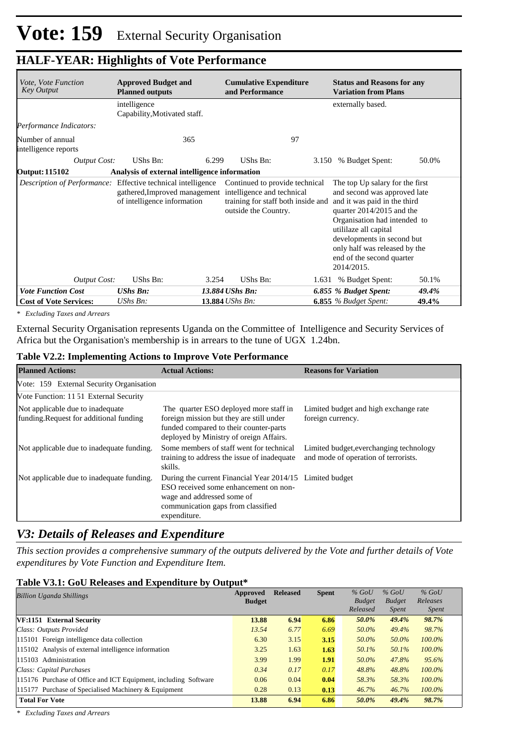# Vote: 159 External Security Organisation

## HALF-YEAR: Highlights of Vote Performance

| *Vote, Vote Function Key Output* | **Approved Budget and Planned outputs** | | **Cumulative Expenditure and Performance** | | **Status and Reasons for any Variation from Plans** | |
|---|---|---|---|---|---|---|
| | intelligence Capability,Motivated staff. | | | | externally based. | |
| *Performance Indicators:* | | | | | | |
| Number of annual intelligence reports | | 365 | | 97 | | |
| *Output Cost:* | UShs Bn: | 6.299 | UShs Bn: | 3.150 | % Budget Spent: | 50.0% |
| **Output: 115102** | **Analysis of external intelligence information** | | | | | |
| *Description of Performance:* | Effective technical intelligence gathered,Improved management of intelligence information | | Continued to provide technical intelligence and technical training for staff both inside and outside the Country. | | The top Up salary for the first and second was approved late and it was paid in the third quarter 2014/2015 and the Organisation had intended to utililaze all capital developments in second but only half was released by the end of the second quarter 2014/2015. | |
| *Output Cost:* | UShs Bn: | 3.254 | UShs Bn: | 1.631 | % Budget Spent: | 50.1% |
| ***Vote Function Cost*** | ***UShs Bn:*** | ***13.884*** | ***UShs Bn:*** | ***6.855*** | ***% Budget Spent:*** | ***49.4%*** |
| **Cost of Vote Services:** | *UShs Bn:* | **13.884** | *UShs Bn:* | **6.855** | *% Budget Spent:* | **49.4%** |

*\* Excluding Taxes and Arrears*

External Security Organisation represents Uganda on the Committee of Intelligence and Security Services of Africa but the Organisation's membership is in arrears to the tune of UGX 1.24bn.

**Table V2.2: Implementing Actions to Improve Vote Performance**

| **Planned Actions:** | **Actual Actions:** | **Reasons for Variation** |
|---|---|---|
| Vote: 159 External Security Organisation | | |
| Vote Function: 11 51 External Security | | |
| Not applicable due to inadequate funding.Request for additional funding | The quarter ESO deployed more staff in foreign mission but they are still under funded compared to their counter-parts deployed by Ministry of oreign Affairs. | Limited budget and high exchange rate foreign currency. |
| Not applicable due to inadequate funding. | Some members of staff went for technical training to address the issue of inadequate skills. | Limited budget,everchanging technology and mode of operation of terrorists. |
| Not applicable due to inadequate funding. | During the current Financial Year 2014/15 ESO received some enhancement on non-wage and addressed some of communication gaps from classified expenditure. | Limited budget |

## *V3: Details of Releases and Expenditure*

*This section provides a comprehensive summary of the outputs delivered by the Vote and further details of Vote expenditures by Vote Function and Expenditure Item.*

**Table V3.1: GoU Releases and Expenditure by Output\***

| *Billion Uganda Shillings* | **Approved Budget** | **Released** | **Spent** | *% GoU Budget Released* | *% GoU Budget Spent* | *% GoU Releases Spent* |
|---|---|---|---|---|---|---|
| **VF:1151 External Security** | **13.88** | **6.94** | **6.86** | ***50.0%*** | ***49.4%*** | ***98.7%*** |
| *Class: Outputs Provided* | *13.54* | *6.77* | *6.69* | *50.0%* | *49.4%* | *98.7%* |
| 115101 Foreign intelligence data collection | 6.30 | 3.15 | **3.15** | *50.0%* | *50.0%* | *100.0%* |
| 115102 Analysis of external intelligence information | 3.25 | 1.63 | **1.63** | *50.1%* | *50.1%* | *100.0%* |
| 115103 Administration | 3.99 | 1.99 | **1.91** | *50.0%* | *47.8%* | *95.6%* |
| *Class: Capital Purchases* | *0.34* | *0.17* | *0.17* | *48.8%* | *48.8%* | *100.0%* |
| 115176 Purchase of Office and ICT Equipment, including Software | 0.06 | 0.04 | **0.04** | *58.3%* | *58.3%* | *100.0%* |
| 115177 Purchase of Specialised Machinery & Equipment | 0.28 | 0.13 | **0.13** | *46.7%* | *46.7%* | *100.0%* |
| **Total For Vote** | **13.88** | **6.94** | **6.86** | ***50.0%*** | ***49.4%*** | ***98.7%*** |

*\* Excluding Taxes and Arrears*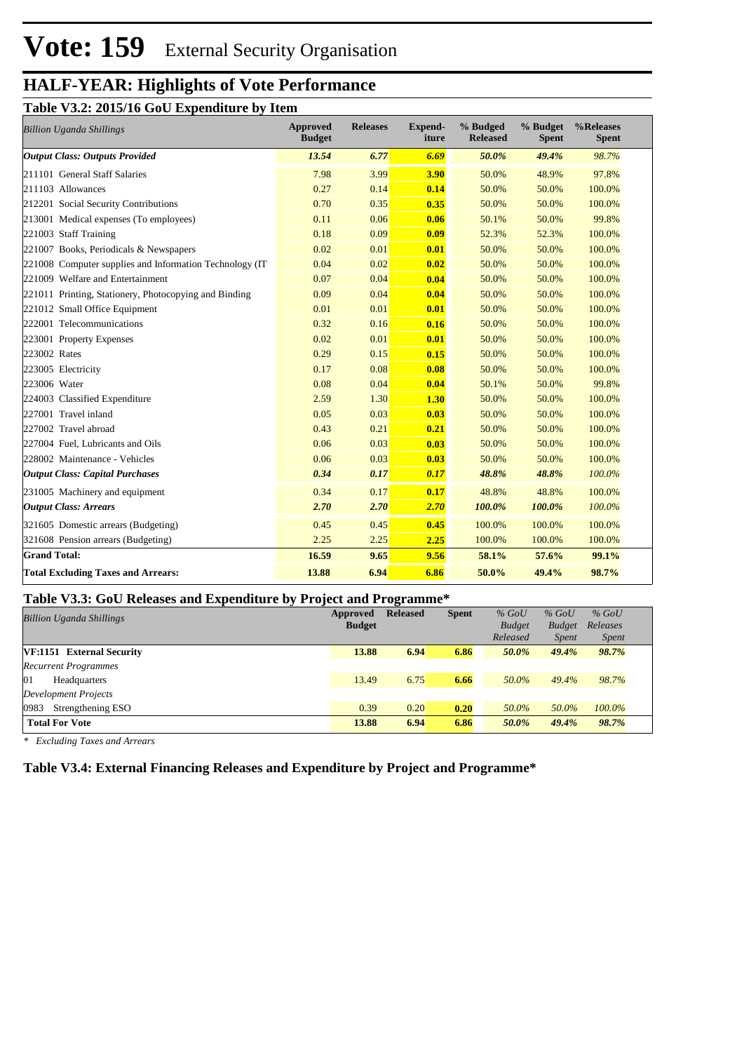# Vote: 159 External Security Organisation

## HALF-YEAR: Highlights of Vote Performance

### Table V3.2: 2015/16 GoU Expenditure by Item

| *Billion Uganda Shillings* | Approved Budget | Releases | Expend-iture | % Budged Released | % Budget Spent | %Releases Spent |
|---|---|---|---|---|---|---|
| ***Output Class: Outputs Provided*** | ***13.54*** | ***6.77*** | ***6.69*** | ***50.0%*** | ***49.4%*** | *98.7%* |
| 211101 General Staff Salaries | 7.98 | 3.99 | **3.90** | 50.0% | 48.9% | 97.8% |
| 211103 Allowances | 0.27 | 0.14 | **0.14** | 50.0% | 50.0% | 100.0% |
| 212201 Social Security Contributions | 0.70 | 0.35 | **0.35** | 50.0% | 50.0% | 100.0% |
| 213001 Medical expenses (To employees) | 0.11 | 0.06 | **0.06** | 50.1% | 50.0% | 99.8% |
| 221003 Staff Training | 0.18 | 0.09 | **0.09** | 52.3% | 52.3% | 100.0% |
| 221007 Books, Periodicals & Newspapers | 0.02 | 0.01 | **0.01** | 50.0% | 50.0% | 100.0% |
| 221008 Computer supplies and Information Technology (IT | 0.04 | 0.02 | **0.02** | 50.0% | 50.0% | 100.0% |
| 221009 Welfare and Entertainment | 0.07 | 0.04 | **0.04** | 50.0% | 50.0% | 100.0% |
| 221011 Printing, Stationery, Photocopying and Binding | 0.09 | 0.04 | **0.04** | 50.0% | 50.0% | 100.0% |
| 221012 Small Office Equipment | 0.01 | 0.01 | **0.01** | 50.0% | 50.0% | 100.0% |
| 222001 Telecommunications | 0.32 | 0.16 | **0.16** | 50.0% | 50.0% | 100.0% |
| 223001 Property Expenses | 0.02 | 0.01 | **0.01** | 50.0% | 50.0% | 100.0% |
| 223002 Rates | 0.29 | 0.15 | **0.15** | 50.0% | 50.0% | 100.0% |
| 223005 Electricity | 0.17 | 0.08 | **0.08** | 50.0% | 50.0% | 100.0% |
| 223006 Water | 0.08 | 0.04 | **0.04** | 50.1% | 50.0% | 99.8% |
| 224003 Classified Expenditure | 2.59 | 1.30 | **1.30** | 50.0% | 50.0% | 100.0% |
| 227001 Travel inland | 0.05 | 0.03 | **0.03** | 50.0% | 50.0% | 100.0% |
| 227002 Travel abroad | 0.43 | 0.21 | **0.21** | 50.0% | 50.0% | 100.0% |
| 227004 Fuel, Lubricants and Oils | 0.06 | 0.03 | **0.03** | 50.0% | 50.0% | 100.0% |
| 228002 Maintenance - Vehicles | 0.06 | 0.03 | **0.03** | 50.0% | 50.0% | 100.0% |
| ***Output Class: Capital Purchases*** | ***0.34*** | ***0.17*** | ***0.17*** | ***48.8%*** | ***48.8%*** | *100.0%* |
| 231005 Machinery and equipment | 0.34 | 0.17 | **0.17** | 48.8% | 48.8% | 100.0% |
| ***Output Class: Arrears*** | ***2.70*** | ***2.70*** | ***2.70*** | ***100.0%*** | ***100.0%*** | *100.0%* |
| 321605 Domestic arrears (Budgeting) | 0.45 | 0.45 | **0.45** | 100.0% | 100.0% | 100.0% |
| 321608 Pension arrears (Budgeting) | 2.25 | 2.25 | **2.25** | 100.0% | 100.0% | 100.0% |
| **Grand Total:** | **16.59** | **9.65** | **9.56** | **58.1%** | **57.6%** | **99.1%** |
| **Total Excluding Taxes and Arrears:** | **13.88** | **6.94** | **6.86** | **50.0%** | **49.4%** | **98.7%** |

### Table V3.3: GoU Releases and Expenditure by Project and Programme*

| *Billion Uganda Shillings* | Approved Budget | Released | Spent | *% GoU Budget Released* | *% GoU Budget Spent* | *% GoU Releases Spent* |
|---|---|---|---|---|---|---|
| **VF:1151 External Security** | **13.88** | **6.94** | **6.86** | ***50.0%*** | ***49.4%*** | ***98.7%*** |
| *Recurrent Programmes* | | | | | | |
| 01 Headquarters | 13.49 | 6.75 | **6.66** | *50.0%* | *49.4%* | *98.7%* |
| *Development Projects* | | | | | | |
| 0983 Strengthening ESO | 0.39 | 0.20 | **0.20** | *50.0%* | *50.0%* | *100.0%* |
| **Total For Vote** | **13.88** | **6.94** | **6.86** | ***50.0%*** | ***49.4%*** | ***98.7%*** |

*\* Excluding Taxes and Arrears*

### Table V3.4: External Financing Releases and Expenditure by Project and Programme*